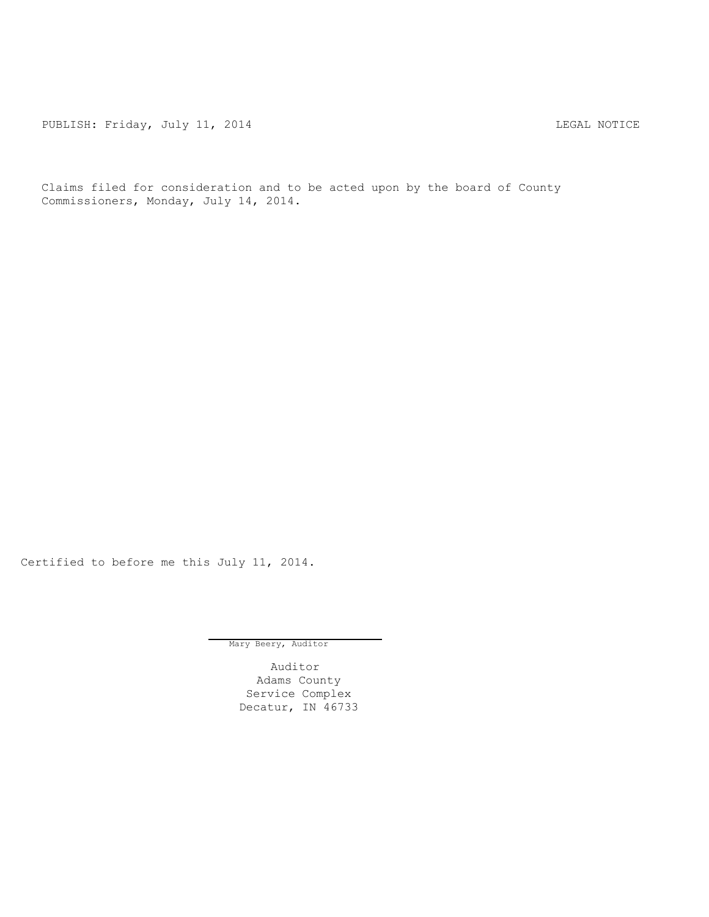PUBLISH: Friday, July 11, 2014 LEGAL NOTICE

Claims filed for consideration and to be acted upon by the board of County Commissioners, Monday, July 14, 2014.

Certified to before me this July 11, 2014.

Mary Beery, Auditor

Auditor
Adams County
Service Complex
Decatur, IN 46733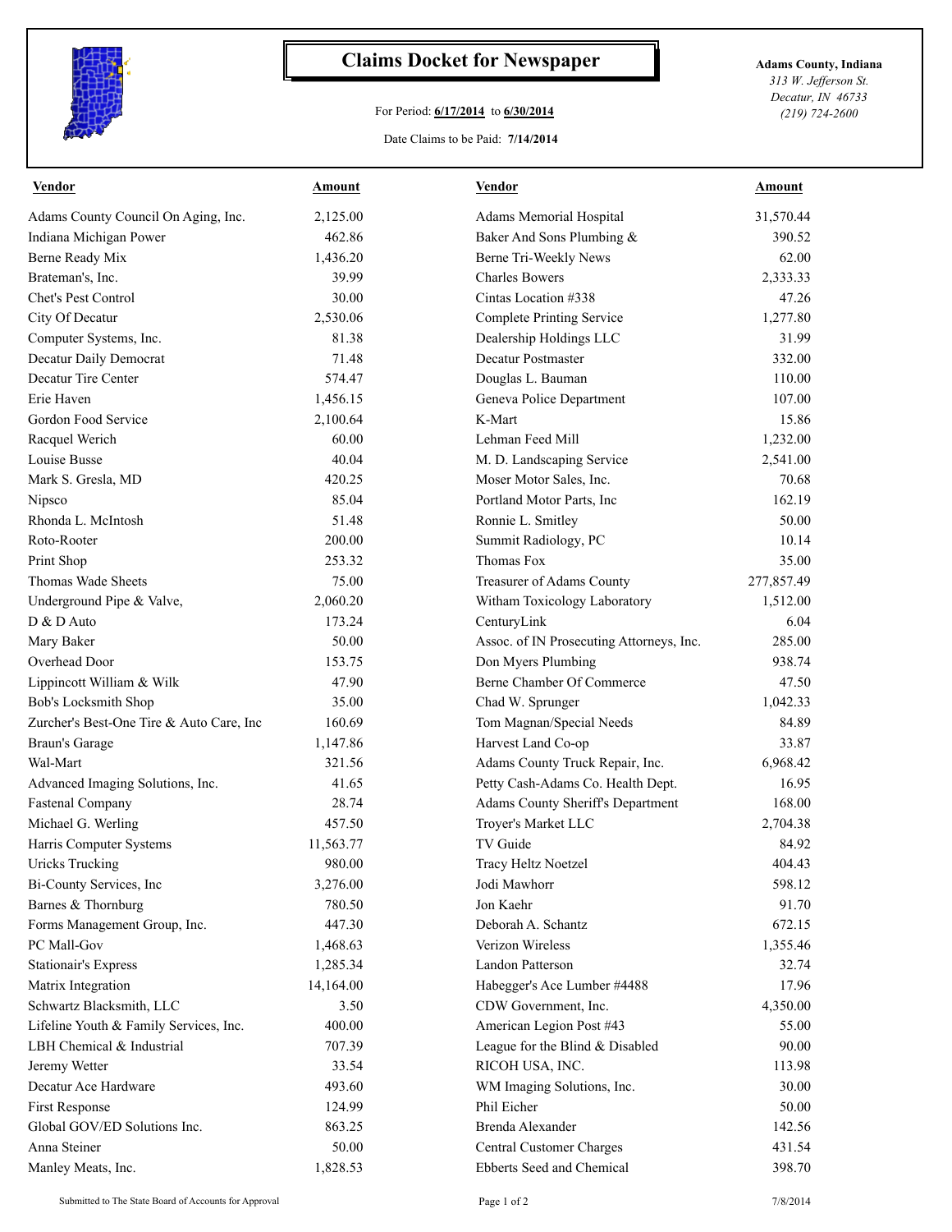# Claims Docket for Newspaper

For Period: **6/17/2014** to **6/30/2014**

Date Claims to be Paid: **7/14/2014**

**Adams County, Indiana**
*313 W. Jefferson St.*
*Decatur, IN 46733*
*(219) 724-2600*

| Vendor | Amount | Vendor | Amount |
|---|---|---|---|
| Adams County Council On Aging, Inc. | 2,125.00 | Adams Memorial Hospital | 31,570.44 |
| Indiana Michigan Power | 462.86 | Baker And Sons Plumbing & | 390.52 |
| Berne Ready Mix | 1,436.20 | Berne Tri-Weekly News | 62.00 |
| Brateman's, Inc. | 39.99 | Charles Bowers | 2,333.33 |
| Chet's Pest Control | 30.00 | Cintas Location #338 | 47.26 |
| City Of Decatur | 2,530.06 | Complete Printing Service | 1,277.80 |
| Computer Systems, Inc. | 81.38 | Dealership Holdings LLC | 31.99 |
| Decatur Daily Democrat | 71.48 | Decatur Postmaster | 332.00 |
| Decatur Tire Center | 574.47 | Douglas L. Bauman | 110.00 |
| Erie Haven | 1,456.15 | Geneva Police Department | 107.00 |
| Gordon Food Service | 2,100.64 | K-Mart | 15.86 |
| Racquel Werich | 60.00 | Lehman Feed Mill | 1,232.00 |
| Louise Busse | 40.04 | M. D. Landscaping Service | 2,541.00 |
| Mark S. Gresla, MD | 420.25 | Moser Motor Sales, Inc. | 70.68 |
| Nipsco | 85.04 | Portland Motor Parts, Inc | 162.19 |
| Rhonda L. McIntosh | 51.48 | Ronnie L. Smitley | 50.00 |
| Roto-Rooter | 200.00 | Summit Radiology, PC | 10.14 |
| Print Shop | 253.32 | Thomas Fox | 35.00 |
| Thomas Wade Sheets | 75.00 | Treasurer of Adams County | 277,857.49 |
| Underground Pipe & Valve, | 2,060.20 | Witham Toxicology Laboratory | 1,512.00 |
| D & D Auto | 173.24 | CenturyLink | 6.04 |
| Mary Baker | 50.00 | Assoc. of IN Prosecuting Attorneys, Inc. | 285.00 |
| Overhead Door | 153.75 | Don Myers Plumbing | 938.74 |
| Lippincott William & Wilk | 47.90 | Berne Chamber Of Commerce | 47.50 |
| Bob's Locksmith Shop | 35.00 | Chad W. Sprunger | 1,042.33 |
| Zurcher's Best-One Tire & Auto Care, Inc | 160.69 | Tom Magnan/Special Needs | 84.89 |
| Braun's Garage | 1,147.86 | Harvest Land Co-op | 33.87 |
| Wal-Mart | 321.56 | Adams County Truck Repair, Inc. | 6,968.42 |
| Advanced Imaging Solutions, Inc. | 41.65 | Petty Cash-Adams Co. Health Dept. | 16.95 |
| Fastenal Company | 28.74 | Adams County Sheriff's Department | 168.00 |
| Michael G. Werling | 457.50 | Troyer's Market LLC | 2,704.38 |
| Harris Computer Systems | 11,563.77 | TV Guide | 84.92 |
| Uricks Trucking | 980.00 | Tracy Heltz Noetzel | 404.43 |
| Bi-County Services, Inc | 3,276.00 | Jodi Mawhorr | 598.12 |
| Barnes & Thornburg | 780.50 | Jon Kaehr | 91.70 |
| Forms Management Group, Inc. | 447.30 | Deborah A. Schantz | 672.15 |
| PC Mall-Gov | 1,468.63 | Verizon Wireless | 1,355.46 |
| Stationair's Express | 1,285.34 | Landon Patterson | 32.74 |
| Matrix Integration | 14,164.00 | Habegger's Ace Lumber #4488 | 17.96 |
| Schwartz Blacksmith, LLC | 3.50 | CDW Government, Inc. | 4,350.00 |
| Lifeline Youth & Family Services, Inc. | 400.00 | American Legion Post #43 | 55.00 |
| LBH Chemical & Industrial | 707.39 | League for the Blind & Disabled | 90.00 |
| Jeremy Wetter | 33.54 | RICOH USA, INC. | 113.98 |
| Decatur Ace Hardware | 493.60 | WM Imaging Solutions, Inc. | 30.00 |
| First Response | 124.99 | Phil Eicher | 50.00 |
| Global GOV/ED Solutions Inc. | 863.25 | Brenda Alexander | 142.56 |
| Anna Steiner | 50.00 | Central Customer Charges | 431.54 |
| Manley Meats, Inc. | 1,828.53 | Ebberts Seed and Chemical | 398.70 |

Submitted to The State Board of Accounts for Approval 7/8/2014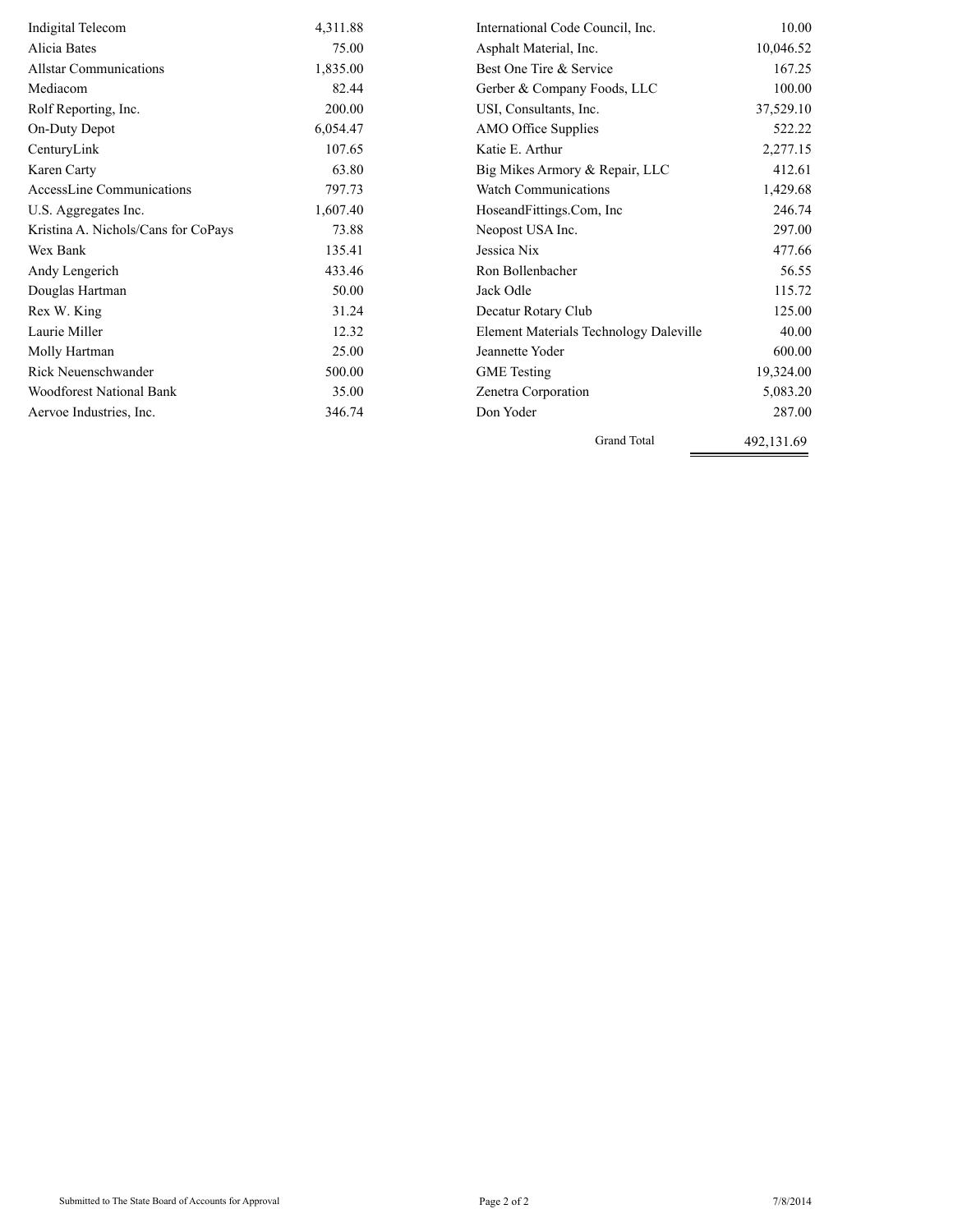| | |
|---|---|
| Indigital Telecom | 4,311.88 |
| Alicia Bates | 75.00 |
| Allstar Communications | 1,835.00 |
| Mediacom | 82.44 |
| Rolf Reporting, Inc. | 200.00 |
| On-Duty Depot | 6,054.47 |
| CenturyLink | 107.65 |
| Karen Carty | 63.80 |
| AccessLine Communications | 797.73 |
| U.S. Aggregates Inc. | 1,607.40 |
| Kristina A. Nichols/Cans for CoPays | 73.88 |
| Wex Bank | 135.41 |
| Andy Lengerich | 433.46 |
| Douglas Hartman | 50.00 |
| Rex W. King | 31.24 |
| Laurie Miller | 12.32 |
| Molly Hartman | 25.00 |
| Rick Neuenschwander | 500.00 |
| Woodforest National Bank | 35.00 |
| Aervoe Industries, Inc. | 346.74 |
| International Code Council, Inc. | 10.00 |
| Asphalt Material, Inc. | 10,046.52 |
| Best One Tire & Service | 167.25 |
| Gerber & Company Foods, LLC | 100.00 |
| USI, Consultants, Inc. | 37,529.10 |
| AMO Office Supplies | 522.22 |
| Katie E. Arthur | 2,277.15 |
| Big Mikes Armory & Repair, LLC | 412.61 |
| Watch Communications | 1,429.68 |
| HoseandFittings.Com, Inc | 246.74 |
| Neopost USA Inc. | 297.00 |
| Jessica Nix | 477.66 |
| Ron Bollenbacher | 56.55 |
| Jack Odle | 115.72 |
| Decatur Rotary Club | 125.00 |
| Element Materials Technology Daleville | 40.00 |
| Jeannette Yoder | 600.00 |
| GME Testing | 19,324.00 |
| Zenetra Corporation | 5,083.20 |
| Don Yoder | 287.00 |
| Grand Total | 492,131.69 |

Submitted to The State Board of Accounts for Approval

7/8/2014